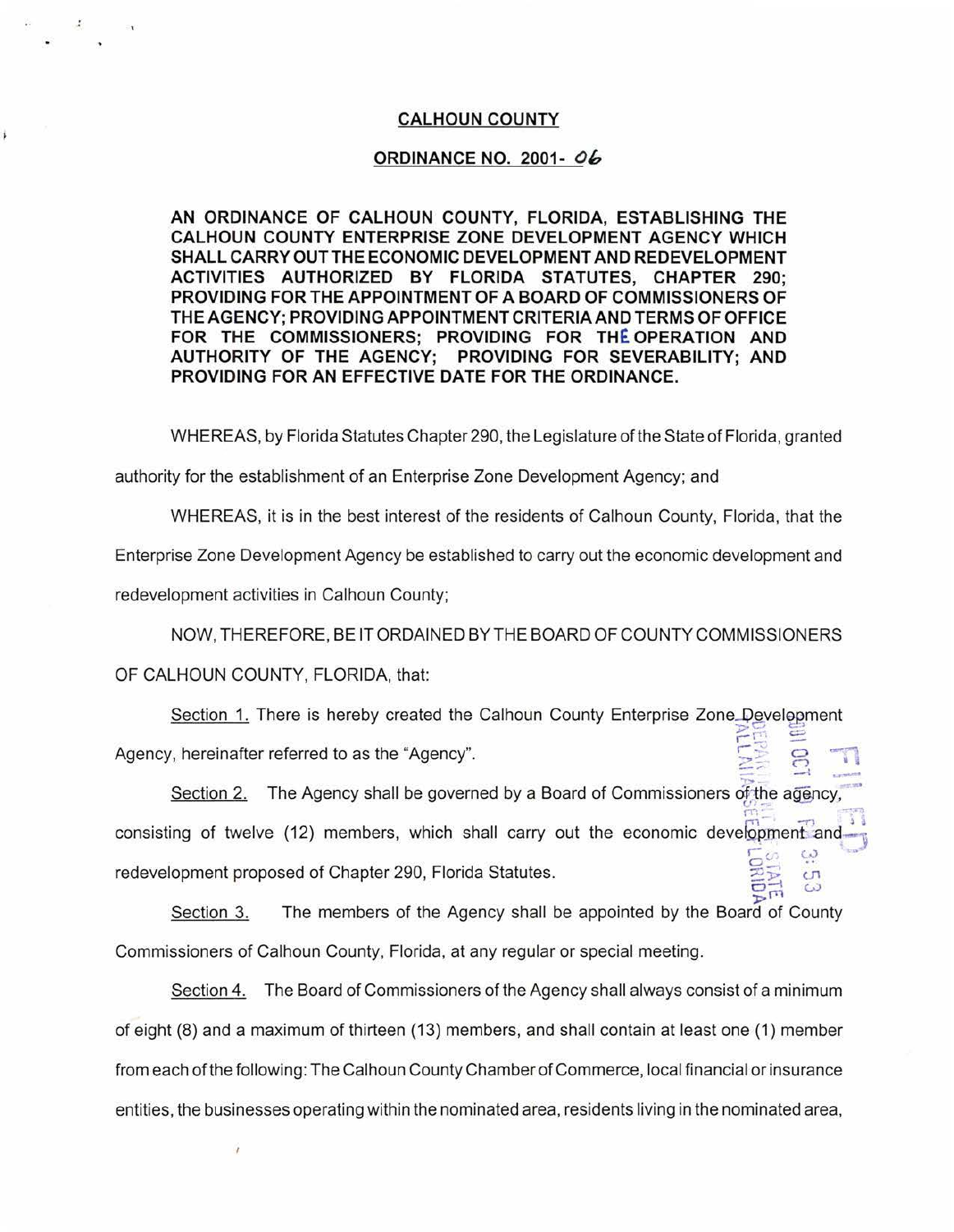**CALHOUN COUNTY**

**ORDINANCE NO. 2001- 06**

**AN ORDINANCE OF CALHOUN COUNTY, FLORIDA, ESTABLISHING THE CALHOUN COUNTY ENTERPRISE ZONE DEVELOPMENT AGENCY WHICH SHALL CARRY OUT THE ECONOMIC DEVELOPMENT AND REDEVELOPMENT ACTIVITIES AUTHORIZED BY FLORIDA STATUTES, CHAPTER 290; PROVIDING FOR THE APPOINTMENT OF A BOARD OF COMMISSIONERS OF THE AGENCY; PROVIDING APPOINTMENT CRITERIA AND TERMS OF OFFICE FOR THE COMMISSIONERS; PROVIDING FOR THE OPERATION AND AUTHORITY OF THE AGENCY; PROVIDING FOR SEVERABILITY; AND PROVIDING FOR AN EFFECTIVE DATE FOR THE ORDINANCE.**

WHEREAS, by Florida Statutes Chapter 290, the Legislature of the State of Florida, granted authority for the establishment of an Enterprise Zone Development Agency; and

WHEREAS, it is in the best interest of the residents of Calhoun County, Florida, that the Enterprise Zone Development Agency be established to carry out the economic development and redevelopment activities in Calhoun County;

NOW, THEREFORE, BE IT ORDAINED BY THE BOARD OF COUNTY COMMISSIONERS OF CALHOUN COUNTY, FLORIDA, that:

Section 1. There is hereby created the Calhoun County Enterprise Zone Development Agency, hereinafter referred to as the "Agency".

Section 2. The Agency shall be governed by a Board of Commissioners of the agency, consisting of twelve (12) members, which shall carry out the economic development and redevelopment proposed of Chapter 290, Florida Statutes.

Section 3. The members of the Agency shall be appointed by the Board of County Commissioners of Calhoun County, Florida, at any regular or special meeting.

Section 4. The Board of Commissioners of the Agency shall always consist of a minimum of eight (8) and a maximum of thirteen (13) members, and shall contain at least one (1) member from each of the following: The Calhoun County Chamber of Commerce, local financial or insurance entities, the businesses operating within the nominated area, residents living in the nominated area,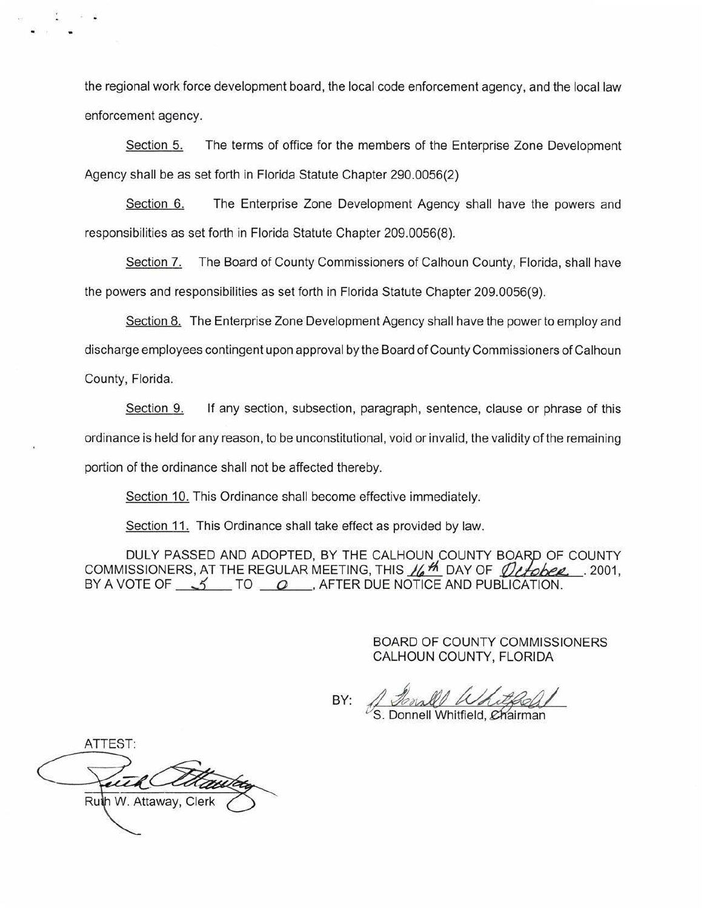the regional work force development board, the local code enforcement agency, and the local law enforcement agency.

Section 5. The terms of office for the members of the Enterprise Zone Development Agency shall be as set forth in Florida Statute Chapter 290.0056(2)

Section 6. The Enterprise Zone Development Agency shall have the powers and responsibilities as set forth in Florida Statute Chapter 209.0056(8).

Section 7. The Board of County Commissioners of Calhoun County, Florida, shall have the powers and responsibilities as set forth in Florida Statute Chapter 209.0056(9).

Section 8. The Enterprise Zone Development Agency shall have the power to employ and discharge employees contingent upon approval by the Board of County Commissioners of Calhoun County, Florida.

Section 9. If any section, subsection, paragraph, sentence, clause or phrase of this ordinance is held for any reason, to be unconstitutional, void or invalid, the validity of the remaining portion of the ordinance shall not be affected thereby.

Section 10. This Ordinance shall become effective immediately.

Section 11. This Ordinance shall take effect as provided by law.

DULY PASSED AND ADOPTED, BY THE CALHOUN COUNTY BOARD OF COUNTY COMMISSIONERS, AT THE REGULAR MEETING, THIS 16th DAY OF October, 2001, BY A VOTE OF 5 TO 0, AFTER DUE NOTICE AND PUBLICATION.

BOARD OF COUNTY COMMISSIONERS
CALHOUN COUNTY, FLORIDA

BY: S. Donnell Whitfield
S. Donnell Whitfield, Chairman

ATTEST:

Ruth Attaway
Ruth W. Attaway, Clerk